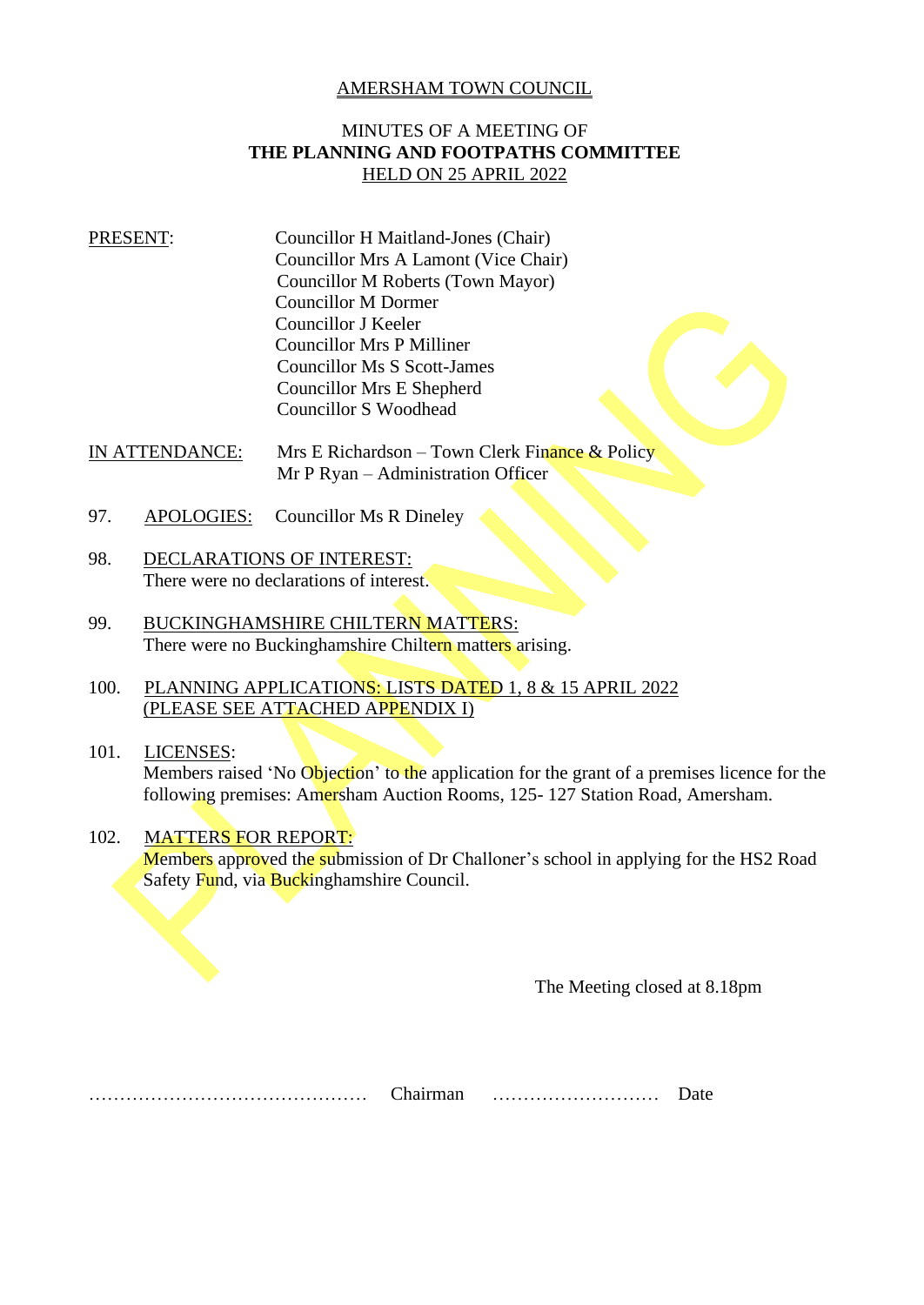# AMERSHAM TOWN COUNCIL

## MINUTES OF A MEETING OF
## THE PLANNING AND FOOTPATHS COMMITTEE
## HELD ON 25 APRIL 2022

PRESENT:
- Councillor H Maitland-Jones (Chair)
- Councillor Mrs A Lamont (Vice Chair)
- Councillor M Roberts (Town Mayor)
- Councillor M Dormer
- Councillor J Keeler
- Councillor Mrs P Milliner
- Councillor Ms S Scott-James
- Councillor Mrs E Shepherd
- Councillor S Woodhead

IN ATTENDANCE:
- Mrs E Richardson – Town Clerk Finance & Policy
- Mr P Ryan – Administration Officer

97. APOLOGIES: Councillor Ms R Dineley

98. DECLARATIONS OF INTEREST:
There were no declarations of interest.

99. BUCKINGHAMSHIRE CHILTERN MATTERS:
There were no Buckinghamshire Chiltern matters arising.

100. PLANNING APPLICATIONS: LISTS DATED 1, 8 & 15 APRIL 2022
(PLEASE SEE ATTACHED APPENDIX I)

101. LICENSES:
Members raised 'No Objection' to the application for the grant of a premises licence for the following premises: Amersham Auction Rooms, 125- 127 Station Road, Amersham.

102. MATTERS FOR REPORT:
Members approved the submission of Dr Challoner's school in applying for the HS2 Road Safety Fund, via Buckinghamshire Council.

The Meeting closed at 8.18pm

……………………………………… Chairman ……………………… Date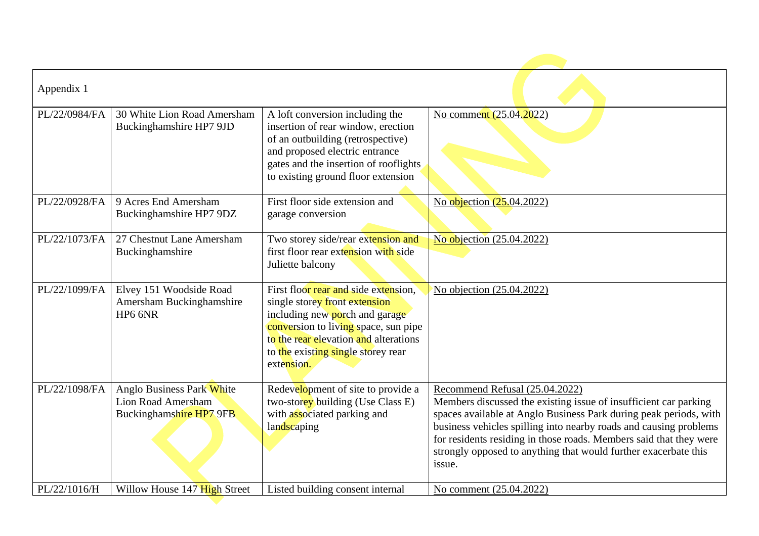| Appendix 1 | | | |
|---|---|---|---|
| PL/22/0984/FA | 30 White Lion Road Amersham Buckinghamshire HP7 9JD | A loft conversion including the insertion of rear window, erection of an outbuilding (retrospective) and proposed electric entrance gates and the insertion of rooflights to existing ground floor extension | No comment (25.04.2022) |
| PL/22/0928/FA | 9 Acres End Amersham Buckinghamshire HP7 9DZ | First floor side extension and garage conversion | No objection (25.04.2022) |
| PL/22/1073/FA | 27 Chestnut Lane Amersham Buckinghamshire | Two storey side/rear extension and first floor rear extension with side Juliette balcony | No objection (25.04.2022) |
| PL/22/1099/FA | Elvey 151 Woodside Road Amersham Buckinghamshire HP6 6NR | First floor rear and side extension, single storey front extension including new porch and garage conversion to living space, sun pipe to the rear elevation and alterations to the existing single storey rear extension. | No objection (25.04.2022) |
| PL/22/1098/FA | Anglo Business Park White Lion Road Amersham Buckinghamshire HP7 9FB | Redevelopment of site to provide a two-storey building (Use Class E) with associated parking and landscaping | Recommend Refusal (25.04.2022)<br>Members discussed the existing issue of insufficient car parking spaces available at Anglo Business Park during peak periods, with business vehicles spilling into nearby roads and causing problems for residents residing in those roads. Members said that they were strongly opposed to anything that would further exacerbate this issue. |
| PL/22/1016/H | Willow House 147 High Street | Listed building consent internal | No comment (25.04.2022) |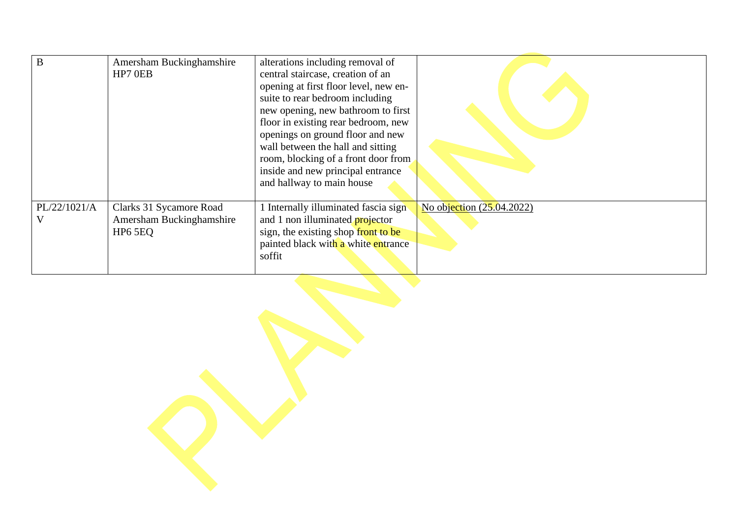| | | | |
|---|---|---|---|
| B | Amersham Buckinghamshire HP7 0EB | alterations including removal of central staircase, creation of an opening at first floor level, new en-suite to rear bedroom including new opening, new bathroom to first floor in existing rear bedroom, new openings on ground floor and new wall between the hall and sitting room, blocking of a front door from inside and new principal entrance and hallway to main house | |
| PL/22/1021/AV | Clarks 31 Sycamore Road Amersham Buckinghamshire HP6 5EQ | 1 Internally illuminated fascia sign and 1 non illuminated projector sign, the existing shop front to be painted black with a white entrance soffit | No objection (25.04.2022) |